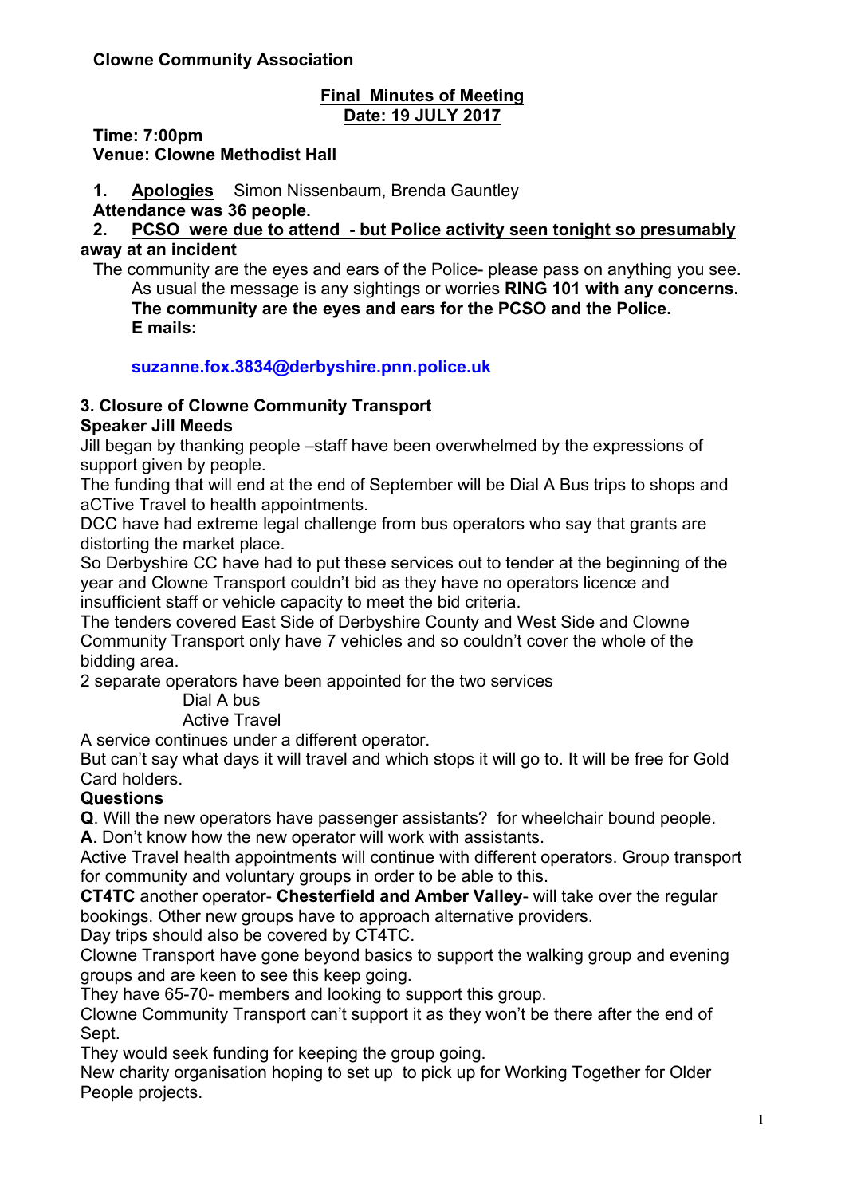**Clowne Community Association**

## Final Minutes of Meeting
## Date: 19 JULY 2017

**Time: 7:00pm**
**Venue: Clowne Methodist Hall**

1. **Apologies** Simon Nissenbaum, Brenda Gauntley

**Attendance was 36 people.**

2. **PCSO were due to attend - but Police activity seen tonight so presumably away at an incident**

The community are the eyes and ears of the Police- please pass on anything you see.
As usual the message is any sightings or worries **RING 101 with any concerns.**
**The community are the eyes and ears for the PCSO and the Police.**
**E mails:**

**suzanne.fox.3834@derbyshire.pnn.police.uk**

### 3. Closure of Clowne Community Transport

**Speaker Jill Meeds**

Jill began by thanking people –staff have been overwhelmed by the expressions of support given by people.
The funding that will end at the end of September will be Dial A Bus trips to shops and aCTive Travel to health appointments.
DCC have had extreme legal challenge from bus operators who say that grants are distorting the market place.
So Derbyshire CC have had to put these services out to tender at the beginning of the year and Clowne Transport couldn't bid as they have no operators licence and insufficient staff or vehicle capacity to meet the bid criteria.
The tenders covered East Side of Derbyshire County and West Side and Clowne Community Transport only have 7 vehicles and so couldn't cover the whole of the bidding area.
2 separate operators have been appointed for the two services

Dial A bus
Active Travel

A service continues under a different operator.
But can't say what days it will travel and which stops it will go to. It will be free for Gold Card holders.

**Questions**

**Q**. Will the new operators have passenger assistants? for wheelchair bound people.
**A**. Don't know how the new operator will work with assistants.
Active Travel health appointments will continue with different operators. Group transport for community and voluntary groups in order to be able to this.
**CT4TC** another operator- **Chesterfield and Amber Valley**- will take over the regular bookings. Other new groups have to approach alternative providers.
Day trips should also be covered by CT4TC.
Clowne Transport have gone beyond basics to support the walking group and evening groups and are keen to see this keep going.
They have 65-70- members and looking to support this group.
Clowne Community Transport can't support it as they won't be there after the end of Sept.
They would seek funding for keeping the group going.
New charity organisation hoping to set up to pick up for Working Together for Older People projects.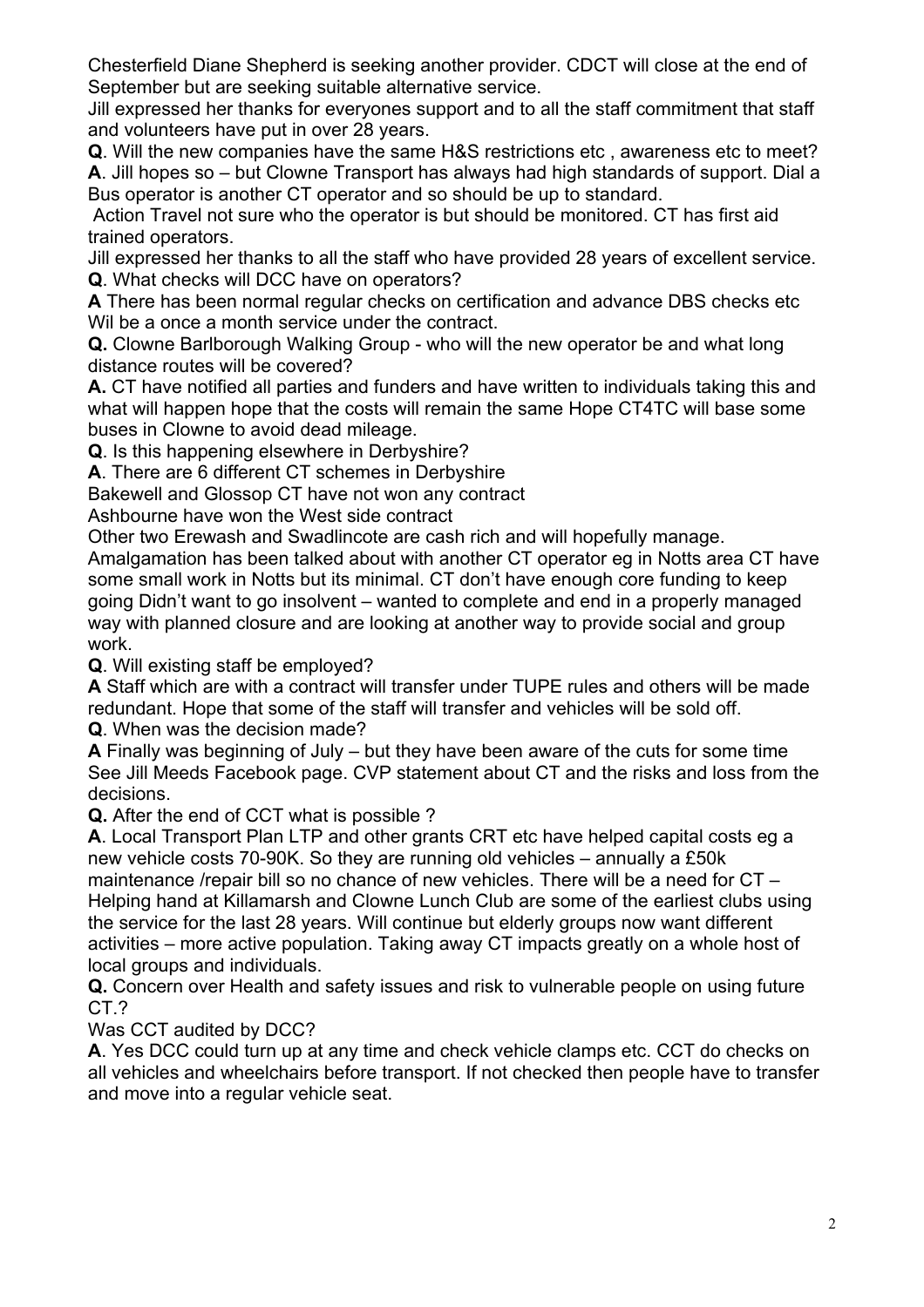Chesterfield Diane Shepherd is seeking another provider. CDCT will close at the end of September but are seeking suitable alternative service.

Jill expressed her thanks for everyones support and to all the staff commitment that staff and volunteers have put in over 28 years.

**Q**. Will the new companies have the same H&S restrictions etc , awareness etc to meet?

**A**. Jill hopes so – but Clowne Transport has always had high standards of support. Dial a Bus operator is another CT operator and so should be up to standard.

Action Travel not sure who the operator is but should be monitored. CT has first aid trained operators.

Jill expressed her thanks to all the staff who have provided 28 years of excellent service.

**Q**. What checks will DCC have on operators?

**A** There has been normal regular checks on certification and advance DBS checks etc Wil be a once a month service under the contract.

**Q.** Clowne Barlborough Walking Group - who will the new operator be and what long distance routes will be covered?

**A.** CT have notified all parties and funders and have written to individuals taking this and what will happen hope that the costs will remain the same Hope CT4TC will base some buses in Clowne to avoid dead mileage.

**Q**. Is this happening elsewhere in Derbyshire?

**A**. There are 6 different CT schemes in Derbyshire

Bakewell and Glossop CT have not won any contract

Ashbourne have won the West side contract

Other two Erewash and Swadlincote are cash rich and will hopefully manage.

Amalgamation has been talked about with another CT operator eg in Notts area CT have some small work in Notts but its minimal. CT don't have enough core funding to keep going Didn't want to go insolvent – wanted to complete and end in a properly managed way with planned closure and are looking at another way to provide social and group work.

**Q**. Will existing staff be employed?

**A** Staff which are with a contract will transfer under TUPE rules and others will be made redundant. Hope that some of the staff will transfer and vehicles will be sold off.

**Q**. When was the decision made?

**A** Finally was beginning of July – but they have been aware of the cuts for some time See Jill Meeds Facebook page. CVP statement about CT and the risks and loss from the decisions.

**Q.** After the end of CCT what is possible ?

**A**. Local Transport Plan LTP and other grants CRT etc have helped capital costs eg a new vehicle costs 70-90K. So they are running old vehicles – annually a £50k maintenance /repair bill so no chance of new vehicles. There will be a need for CT – Helping hand at Killamarsh and Clowne Lunch Club are some of the earliest clubs using the service for the last 28 years. Will continue but elderly groups now want different activities – more active population. Taking away CT impacts greatly on a whole host of local groups and individuals.

**Q.** Concern over Health and safety issues and risk to vulnerable people on using future CT.?

Was CCT audited by DCC?

**A**. Yes DCC could turn up at any time and check vehicle clamps etc. CCT do checks on all vehicles and wheelchairs before transport. If not checked then people have to transfer and move into a regular vehicle seat.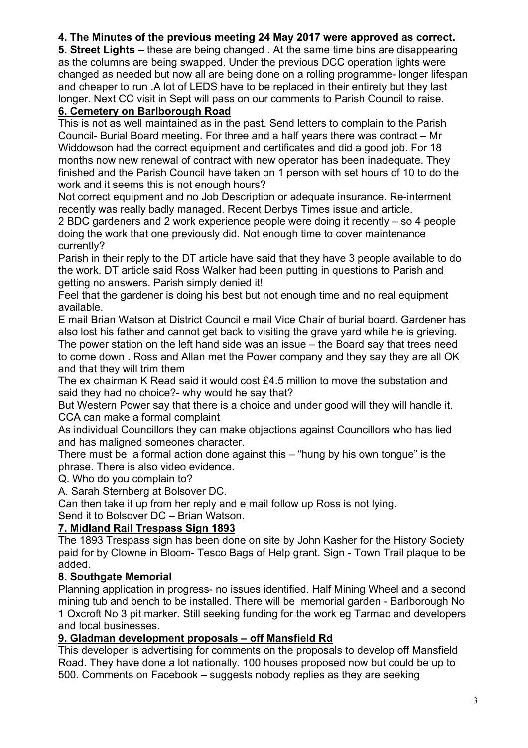**4. The Minutes of the previous meeting 24 May 2017 were approved as correct.**

**5. Street Lights –** these are being changed . At the same time bins are disappearing as the columns are being swapped. Under the previous DCC operation lights were changed as needed but now all are being done on a rolling programme- longer lifespan and cheaper to run .A lot of LEDS have to be replaced in their entirety but they last longer. Next CC visit in Sept will pass on our comments to Parish Council to raise.

**6. Cemetery on Barlborough Road**

This is not as well maintained as in the past. Send letters to complain to the Parish Council- Burial Board meeting. For three and a half years there was contract – Mr Widdowson had the correct equipment and certificates and did a good job. For 18 months now new renewal of contract with new operator has been inadequate. They finished and the Parish Council have taken on 1 person with set hours of 10 to do the work and it seems this is not enough hours?

Not correct equipment and no Job Description or adequate insurance. Re-interment recently was really badly managed. Recent Derbys Times issue and article.

2 BDC gardeners and 2 work experience people were doing it recently – so 4 people doing the work that one previously did. Not enough time to cover maintenance currently?

Parish in their reply to the DT article have said that they have 3 people available to do the work. DT article said Ross Walker had been putting in questions to Parish and getting no answers. Parish simply denied it!

Feel that the gardener is doing his best but not enough time and no real equipment available.

E mail Brian Watson at District Council e mail Vice Chair of burial board. Gardener has also lost his father and cannot get back to visiting the grave yard while he is grieving. The power station on the left hand side was an issue – the Board say that trees need to come down . Ross and Allan met the Power company and they say they are all OK and that they will trim them

The ex chairman K Read said it would cost £4.5 million to move the substation and said they had no choice?- why would he say that?

But Western Power say that there is a choice and under good will they will handle it. CCA can make a formal complaint

As individual Councillors they can make objections against Councillors who has lied and has maligned someones character.

There must be a formal action done against this – "hung by his own tongue" is the phrase. There is also video evidence.

Q. Who do you complain to?

A. Sarah Sternberg at Bolsover DC.

Can then take it up from her reply and e mail follow up Ross is not lying.

Send it to Bolsover DC – Brian Watson.

**7. Midland Rail Trespass Sign 1893**

The 1893 Trespass sign has been done on site by John Kasher for the History Society paid for by Clowne in Bloom- Tesco Bags of Help grant. Sign - Town Trail plaque to be added.

**8. Southgate Memorial**

Planning application in progress- no issues identified. Half Mining Wheel and a second mining tub and bench to be installed. There will be memorial garden - Barlborough No 1 Oxcroft No 3 pit marker. Still seeking funding for the work eg Tarmac and developers and local businesses.

**9. Gladman development proposals – off Mansfield Rd**

This developer is advertising for comments on the proposals to develop off Mansfield Road. They have done a lot nationally. 100 houses proposed now but could be up to 500. Comments on Facebook – suggests nobody replies as they are seeking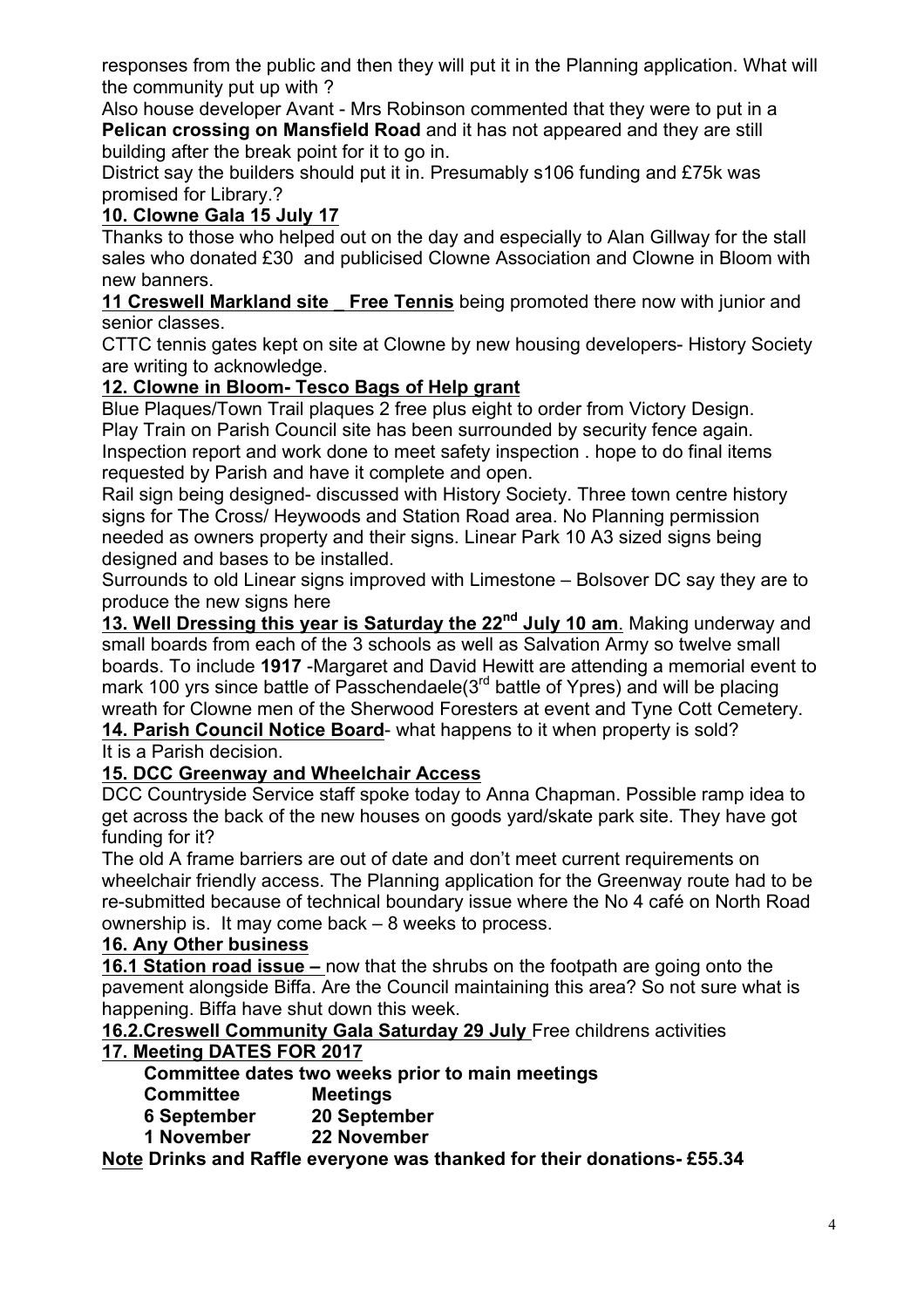responses from the public and then they will put it in the Planning application. What will the community put up with ?

Also house developer Avant - Mrs Robinson commented that they were to put in a **Pelican crossing on Mansfield Road** and it has not appeared and they are still building after the break point for it to go in.

District say the builders should put it in. Presumably s106 funding and £75k was promised for Library.?

**10. Clowne Gala 15 July 17**

Thanks to those who helped out on the day and especially to Alan Gillway for the stall sales who donated £30 and publicised Clowne Association and Clowne in Bloom with new banners.

**11 Creswell Markland site _ Free Tennis** being promoted there now with junior and senior classes.

CTTC tennis gates kept on site at Clowne by new housing developers- History Society are writing to acknowledge.

**12. Clowne in Bloom- Tesco Bags of Help grant**

Blue Plaques/Town Trail plaques 2 free plus eight to order from Victory Design.

Play Train on Parish Council site has been surrounded by security fence again. Inspection report and work done to meet safety inspection . hope to do final items requested by Parish and have it complete and open.

Rail sign being designed- discussed with History Society. Three town centre history signs for The Cross/ Heywoods and Station Road area. No Planning permission needed as owners property and their signs. Linear Park 10 A3 sized signs being designed and bases to be installed.

Surrounds to old Linear signs improved with Limestone – Bolsover DC say they are to produce the new signs here

**13. Well Dressing this year is Saturday the 22nd July 10 am**. Making underway and small boards from each of the 3 schools as well as Salvation Army so twelve small boards. To include **1917** -Margaret and David Hewitt are attending a memorial event to mark 100 yrs since battle of Passchendaele(3rd battle of Ypres) and will be placing wreath for Clowne men of the Sherwood Foresters at event and Tyne Cott Cemetery.

**14. Parish Council Notice Board**- what happens to it when property is sold? It is a Parish decision.

**15. DCC Greenway and Wheelchair Access**

DCC Countryside Service staff spoke today to Anna Chapman. Possible ramp idea to get across the back of the new houses on goods yard/skate park site. They have got funding for it?

The old A frame barriers are out of date and don't meet current requirements on wheelchair friendly access. The Planning application for the Greenway route had to be re-submitted because of technical boundary issue where the No 4 café on North Road ownership is. It may come back – 8 weeks to process.

**16. Any Other business**

**16.1 Station road issue –** now that the shrubs on the footpath are going onto the pavement alongside Biffa. Are the Council maintaining this area? So not sure what is happening. Biffa have shut down this week.

**16.2.Creswell Community Gala Saturday 29 July** Free childrens activities

**17. Meeting DATES FOR 2017**

**Committee dates two weeks prior to main meetings**

| **Committee** | **Meetings** |
| --- | --- |
| **6 September** | **20 September** |
| **1 November** | **22 November** |

**Note Drinks and Raffle everyone was thanked for their donations- £55.34**